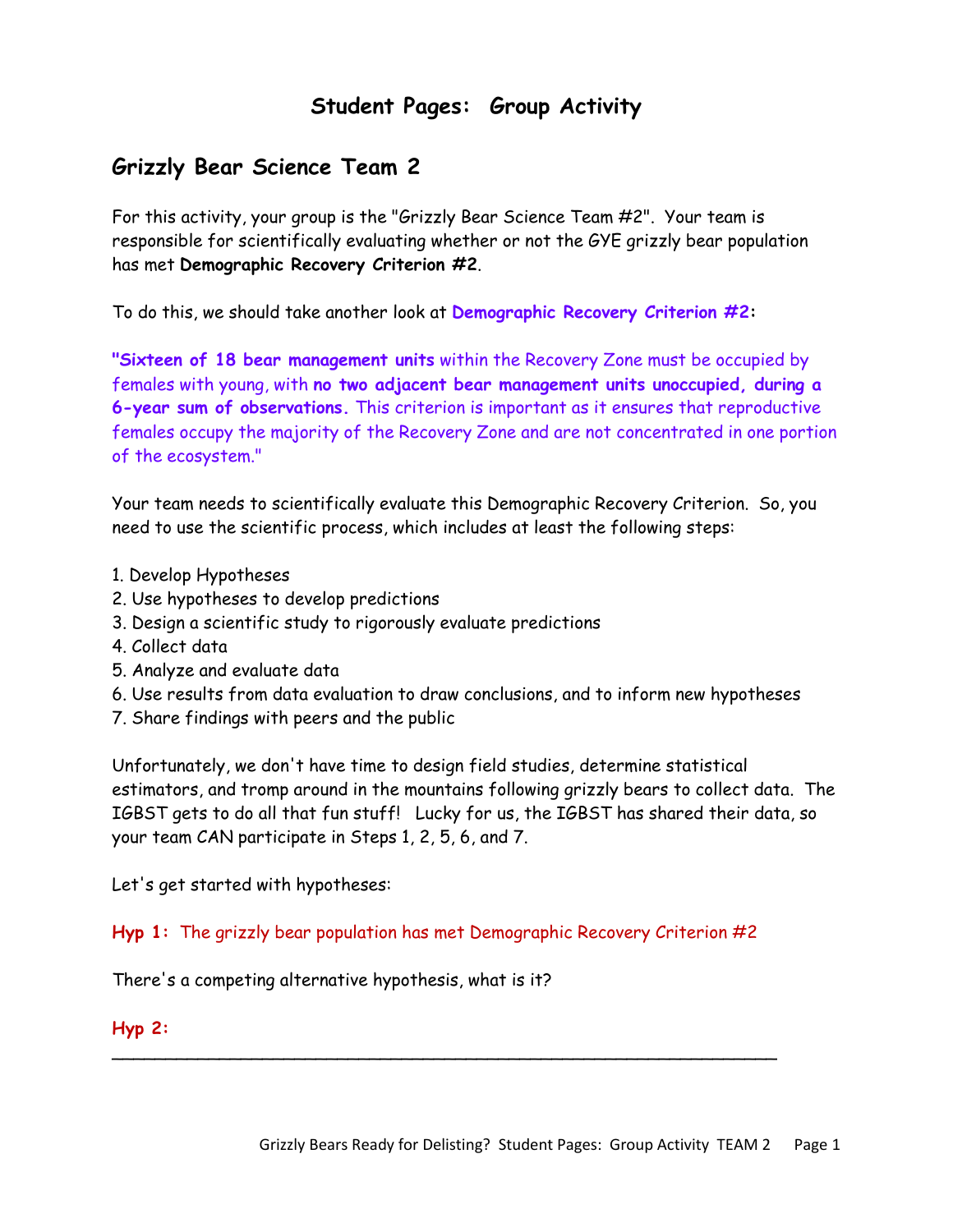# Student Pages: Group Activity

## Grizzly Bear Science Team 2

For this activity, your group is the "Grizzly Bear Science Team #2". Your team is responsible for scientifically evaluating whether or not the GYE grizzly bear population has met **Demographic Recovery Criterion #2**.

To do this, we should take another look at **Demographic Recovery Criterion #2:**

**"Sixteen of 18 bear management units** within the Recovery Zone must be occupied by females with young, with **no two adjacent bear management units unoccupied, during a 6-year sum of observations.** This criterion is important as it ensures that reproductive females occupy the majority of the Recovery Zone and are not concentrated in one portion of the ecosystem."

Your team needs to scientifically evaluate this Demographic Recovery Criterion. So, you need to use the scientific process, which includes at least the following steps:

1. Develop Hypotheses
2. Use hypotheses to develop predictions
3. Design a scientific study to rigorously evaluate predictions
4. Collect data
5. Analyze and evaluate data
6. Use results from data evaluation to draw conclusions, and to inform new hypotheses
7. Share findings with peers and the public

Unfortunately, we don't have time to design field studies, determine statistical estimators, and tromp around in the mountains following grizzly bears to collect data. The IGBST gets to do all that fun stuff! Lucky for us, the IGBST has shared their data, so your team CAN participate in Steps 1, 2, 5, 6, and 7.

Let's get started with hypotheses:

**Hyp 1:** The grizzly bear population has met Demographic Recovery Criterion #2

There's a competing alternative hypothesis, what is it?

**Hyp 2:** ___________________________________________________________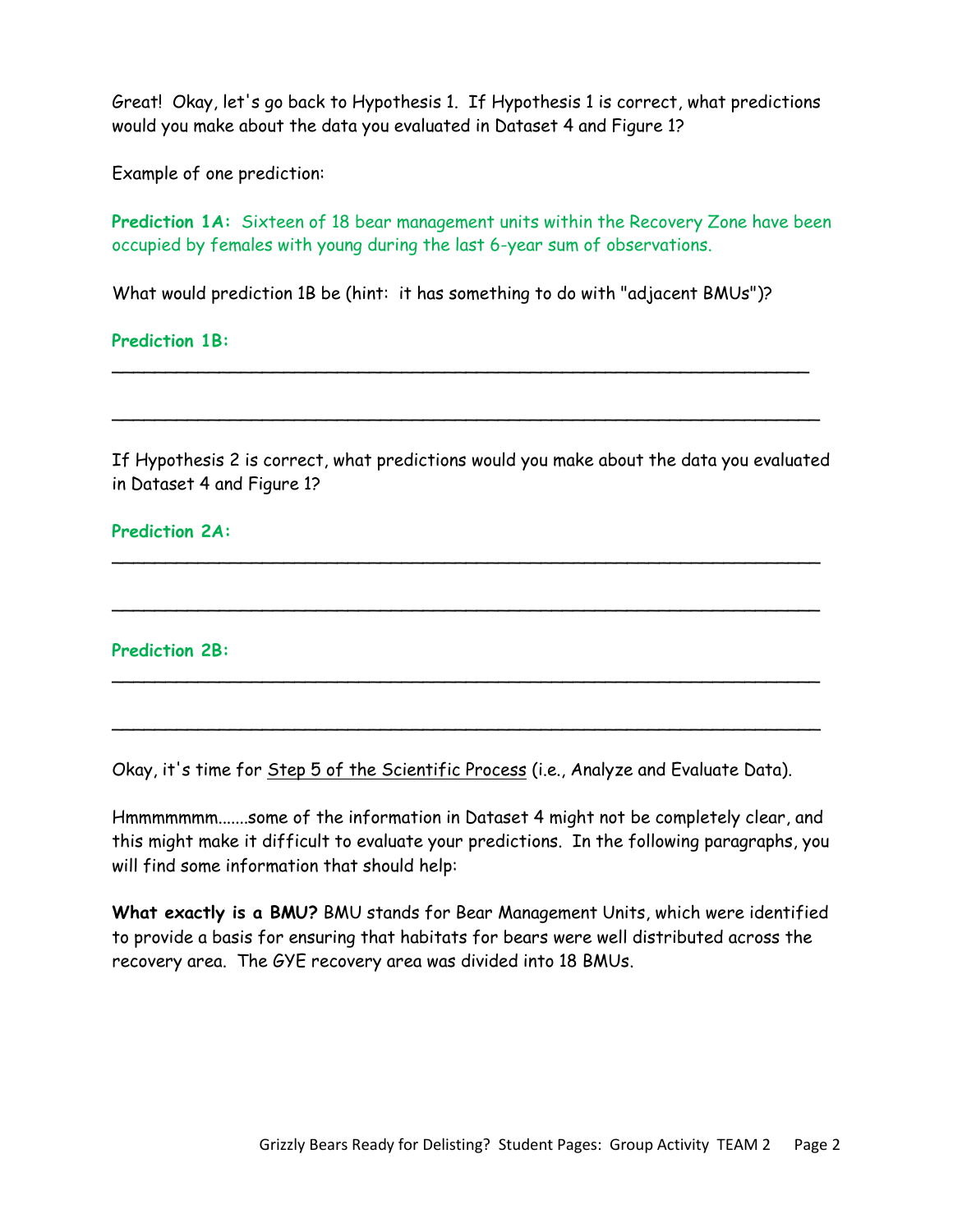Great! Okay, let's go back to Hypothesis 1. If Hypothesis 1 is correct, what predictions would you make about the data you evaluated in Dataset 4 and Figure 1?

Example of one prediction:

**Prediction 1A:** Sixteen of 18 bear management units within the Recovery Zone have been occupied by females with young during the last 6-year sum of observations.

What would prediction 1B be (hint: it has something to do with "adjacent BMUs")?

**Prediction 1B:**

_______________________________________________________________

_______________________________________________________________

If Hypothesis 2 is correct, what predictions would you make about the data you evaluated in Dataset 4 and Figure 1?

**Prediction 2A:**

_______________________________________________________________

_______________________________________________________________

**Prediction 2B:**

_______________________________________________________________

_______________________________________________________________

Okay, it's time for <u>Step 5 of the Scientific Process</u> (i.e., Analyze and Evaluate Data).

Hmmmmmmm.......some of the information in Dataset 4 might not be completely clear, and this might make it difficult to evaluate your predictions. In the following paragraphs, you will find some information that should help:

**What exactly is a BMU?** BMU stands for Bear Management Units, which were identified to provide a basis for ensuring that habitats for bears were well distributed across the recovery area. The GYE recovery area was divided into 18 BMUs.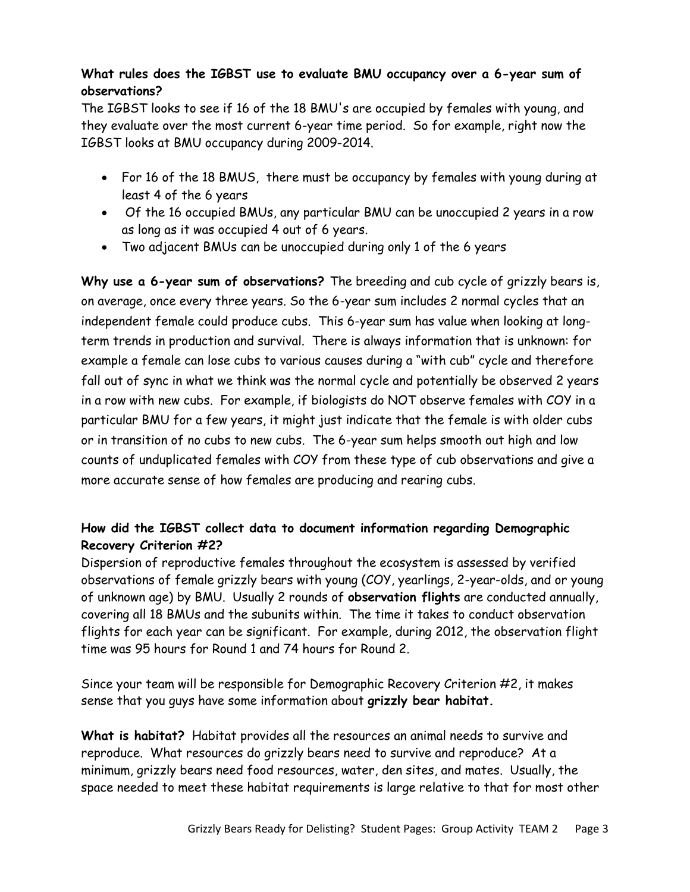**What rules does the IGBST use to evaluate BMU occupancy over a 6-year sum of observations?**

The IGBST looks to see if 16 of the 18 BMU's are occupied by females with young, and they evaluate over the most current 6-year time period. So for example, right now the IGBST looks at BMU occupancy during 2009-2014.

- For 16 of the 18 BMUS, there must be occupancy by females with young during at least 4 of the 6 years
- Of the 16 occupied BMUs, any particular BMU can be unoccupied 2 years in a row as long as it was occupied 4 out of 6 years.
- Two adjacent BMUs can be unoccupied during only 1 of the 6 years

**Why use a 6-year sum of observations?** The breeding and cub cycle of grizzly bears is, on average, once every three years. So the 6-year sum includes 2 normal cycles that an independent female could produce cubs. This 6-year sum has value when looking at long-term trends in production and survival. There is always information that is unknown: for example a female can lose cubs to various causes during a "with cub" cycle and therefore fall out of sync in what we think was the normal cycle and potentially be observed 2 years in a row with new cubs. For example, if biologists do NOT observe females with COY in a particular BMU for a few years, it might just indicate that the female is with older cubs or in transition of no cubs to new cubs. The 6-year sum helps smooth out high and low counts of unduplicated females with COY from these type of cub observations and give a more accurate sense of how females are producing and rearing cubs.

**How did the IGBST collect data to document information regarding Demographic Recovery Criterion #2?**

Dispersion of reproductive females throughout the ecosystem is assessed by verified observations of female grizzly bears with young (COY, yearlings, 2-year-olds, and or young of unknown age) by BMU. Usually 2 rounds of **observation flights** are conducted annually, covering all 18 BMUs and the subunits within. The time it takes to conduct observation flights for each year can be significant. For example, during 2012, the observation flight time was 95 hours for Round 1 and 74 hours for Round 2.

Since your team will be responsible for Demographic Recovery Criterion #2, it makes sense that you guys have some information about **grizzly bear habitat.**

**What is habitat?** Habitat provides all the resources an animal needs to survive and reproduce. What resources do grizzly bears need to survive and reproduce? At a minimum, grizzly bears need food resources, water, den sites, and mates. Usually, the space needed to meet these habitat requirements is large relative to that for most other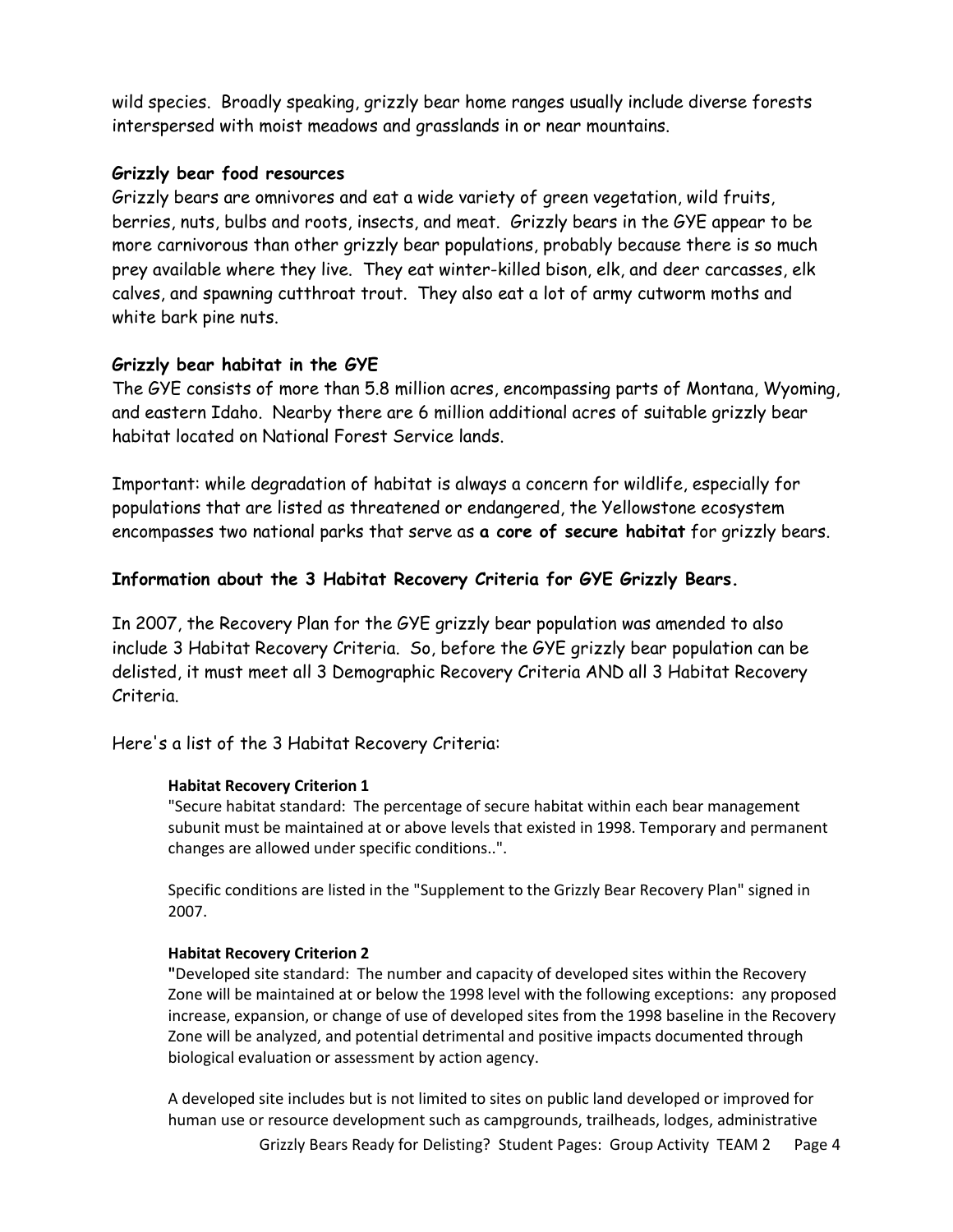wild species. Broadly speaking, grizzly bear home ranges usually include diverse forests interspersed with moist meadows and grasslands in or near mountains.

### Grizzly bear food resources

Grizzly bears are omnivores and eat a wide variety of green vegetation, wild fruits, berries, nuts, bulbs and roots, insects, and meat. Grizzly bears in the GYE appear to be more carnivorous than other grizzly bear populations, probably because there is so much prey available where they live. They eat winter-killed bison, elk, and deer carcasses, elk calves, and spawning cutthroat trout. They also eat a lot of army cutworm moths and white bark pine nuts.

### Grizzly bear habitat in the GYE

The GYE consists of more than 5.8 million acres, encompassing parts of Montana, Wyoming, and eastern Idaho. Nearby there are 6 million additional acres of suitable grizzly bear habitat located on National Forest Service lands.

Important: while degradation of habitat is always a concern for wildlife, especially for populations that are listed as threatened or endangered, the Yellowstone ecosystem encompasses two national parks that serve as **a core of secure habitat** for grizzly bears.

### Information about the 3 Habitat Recovery Criteria for GYE Grizzly Bears.

In 2007, the Recovery Plan for the GYE grizzly bear population was amended to also include 3 Habitat Recovery Criteria. So, before the GYE grizzly bear population can be delisted, it must meet all 3 Demographic Recovery Criteria AND all 3 Habitat Recovery Criteria.

Here's a list of the 3 Habitat Recovery Criteria:

**Habitat Recovery Criterion 1**

"Secure habitat standard: The percentage of secure habitat within each bear management subunit must be maintained at or above levels that existed in 1998. Temporary and permanent changes are allowed under specific conditions..".

Specific conditions are listed in the "Supplement to the Grizzly Bear Recovery Plan" signed in 2007.

**Habitat Recovery Criterion 2**

"Developed site standard: The number and capacity of developed sites within the Recovery Zone will be maintained at or below the 1998 level with the following exceptions: any proposed increase, expansion, or change of use of developed sites from the 1998 baseline in the Recovery Zone will be analyzed, and potential detrimental and positive impacts documented through biological evaluation or assessment by action agency.

A developed site includes but is not limited to sites on public land developed or improved for human use or resource development such as campgrounds, trailheads, lodges, administrative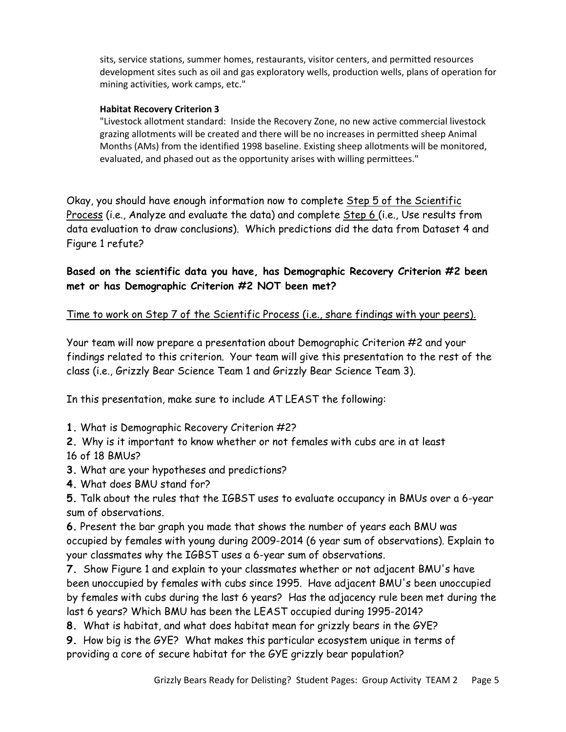sites, service stations, summer homes, restaurants, visitor centers, and permitted resources development sites such as oil and gas exploratory wells, production wells, plans of operation for mining activities, work camps, etc."

**Habitat Recovery Criterion 3**

"Livestock allotment standard: Inside the Recovery Zone, no new active commercial livestock grazing allotments will be created and there will be no increases in permitted sheep Animal Months (AMs) from the identified 1998 baseline. Existing sheep allotments will be monitored, evaluated, and phased out as the opportunity arises with willing permittees."

Okay, you should have enough information now to complete <u>Step 5 of the Scientific Process</u> (i.e., Analyze and evaluate the data) and complete <u>Step 6</u> (i.e., Use results from data evaluation to draw conclusions). Which predictions did the data from Dataset 4 and Figure 1 refute?

**Based on the scientific data you have, has Demographic Recovery Criterion #2 been met or has Demographic Criterion #2 NOT been met?**

<u>Time to work on Step 7 of the Scientific Process (i.e., share findings with your peers).</u>

Your team will now prepare a presentation about Demographic Criterion #2 and your findings related to this criterion. Your team will give this presentation to the rest of the class (i.e., Grizzly Bear Science Team 1 and Grizzly Bear Science Team 3).

In this presentation, make sure to include AT LEAST the following:

**1.** What is Demographic Recovery Criterion #2?

**2.** Why is it important to know whether or not females with cubs are in at least 16 of 18 BMUs?

**3.** What are your hypotheses and predictions?

**4.** What does BMU stand for?

**5.** Talk about the rules that the IGBST uses to evaluate occupancy in BMUs over a 6-year sum of observations.

**6.** Present the bar graph you made that shows the number of years each BMU was occupied by females with young during 2009-2014 (6 year sum of observations). Explain to your classmates why the IGBST uses a 6-year sum of observations.

**7.** Show Figure 1 and explain to your classmates whether or not adjacent BMU's have been unoccupied by females with cubs since 1995. Have adjacent BMU's been unoccupied by females with cubs during the last 6 years? Has the adjacency rule been met during the last 6 years? Which BMU has been the LEAST occupied during 1995-2014?

**8.** What is habitat, and what does habitat mean for grizzly bears in the GYE?

**9.** How big is the GYE? What makes this particular ecosystem unique in terms of providing a core of secure habitat for the GYE grizzly bear population?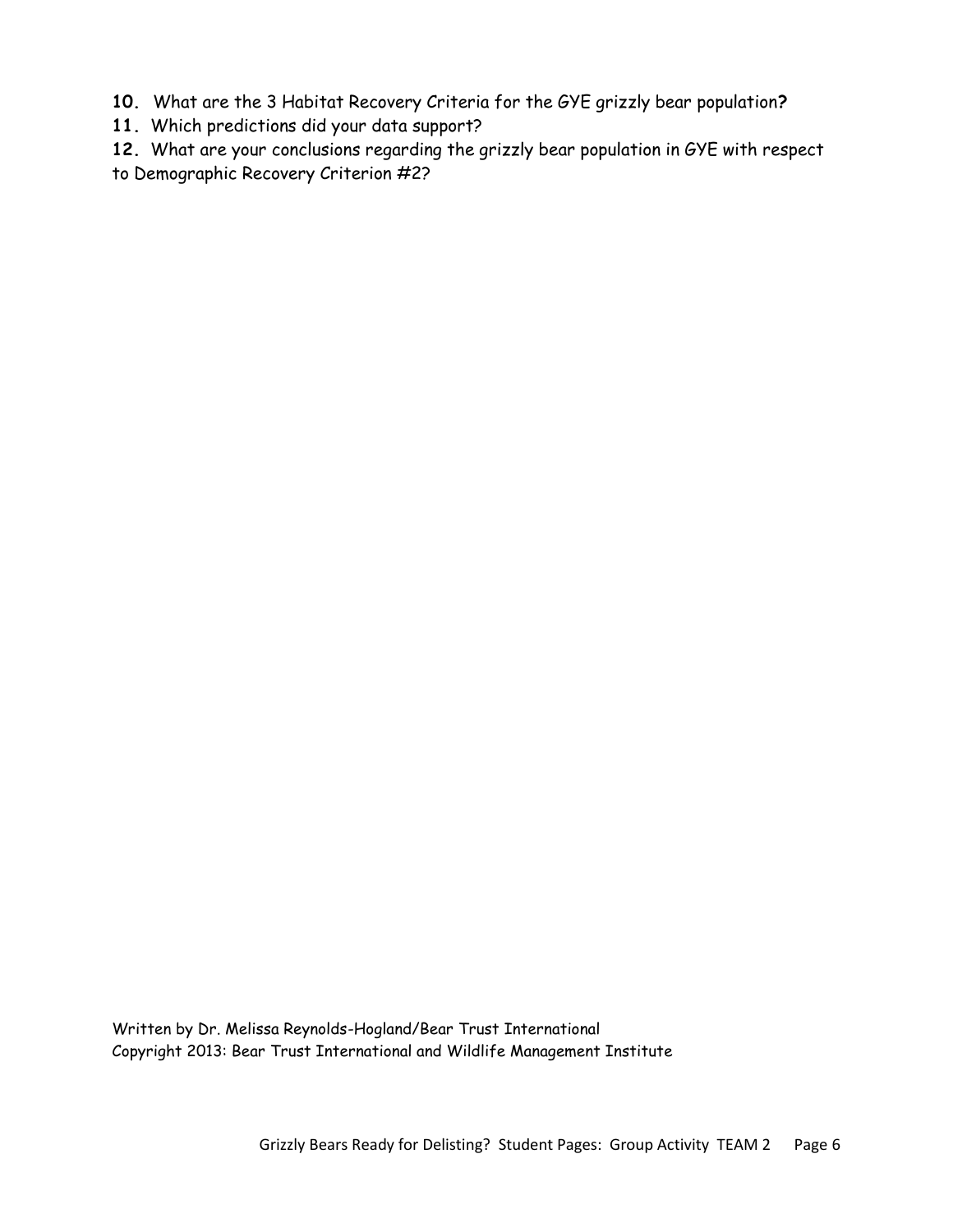**10.** What are the 3 Habitat Recovery Criteria for the GYE grizzly bear population**?**

**11.** Which predictions did your data support?

**12.** What are your conclusions regarding the grizzly bear population in GYE with respect to Demographic Recovery Criterion #2?

Written by Dr. Melissa Reynolds-Hogland/Bear Trust International
Copyright 2013: Bear Trust International and Wildlife Management Institute